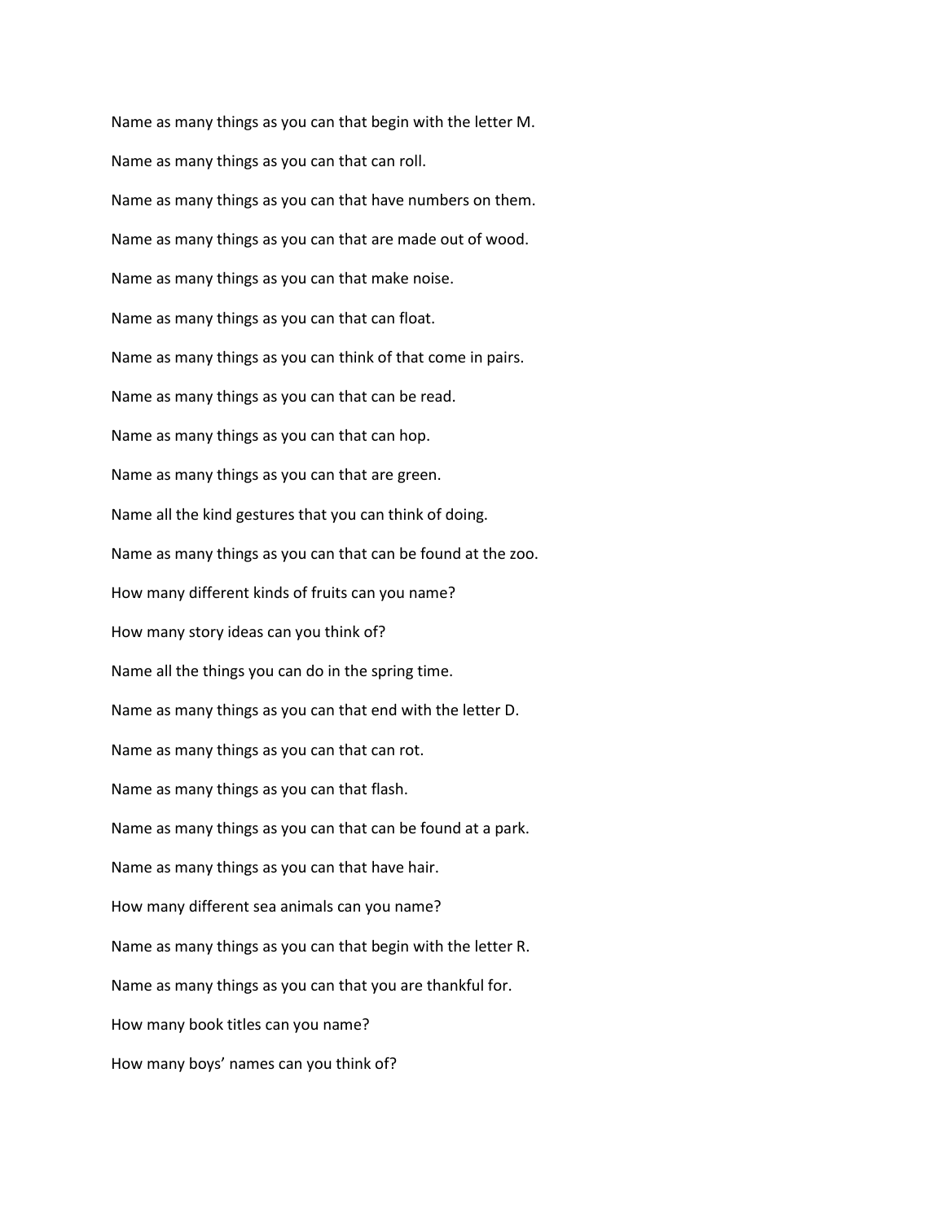Name as many things as you can that begin with the letter M.

Name as many things as you can that can roll.

Name as many things as you can that have numbers on them.

Name as many things as you can that are made out of wood.

Name as many things as you can that make noise.

Name as many things as you can that can float.

Name as many things as you can think of that come in pairs.

Name as many things as you can that can be read.

Name as many things as you can that can hop.

Name as many things as you can that are green.

Name all the kind gestures that you can think of doing.

Name as many things as you can that can be found at the zoo.

How many different kinds of fruits can you name?

How many story ideas can you think of?

Name all the things you can do in the spring time.

Name as many things as you can that end with the letter D.

Name as many things as you can that can rot.

Name as many things as you can that flash.

Name as many things as you can that can be found at a park.

Name as many things as you can that have hair.

How many different sea animals can you name?

Name as many things as you can that begin with the letter R.

Name as many things as you can that you are thankful for.

How many book titles can you name?

How many boys' names can you think of?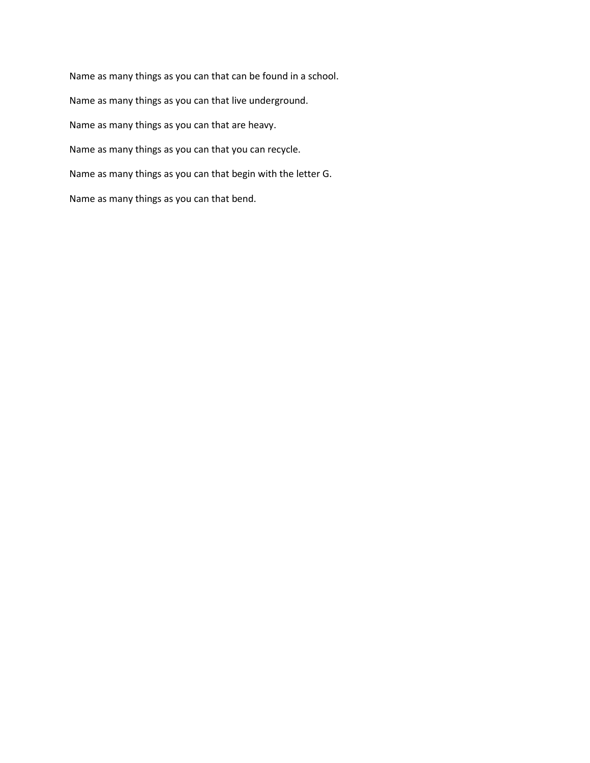Name as many things as you can that can be found in a school.

Name as many things as you can that live underground.

Name as many things as you can that are heavy.

Name as many things as you can that you can recycle.

Name as many things as you can that begin with the letter G.

Name as many things as you can that bend.